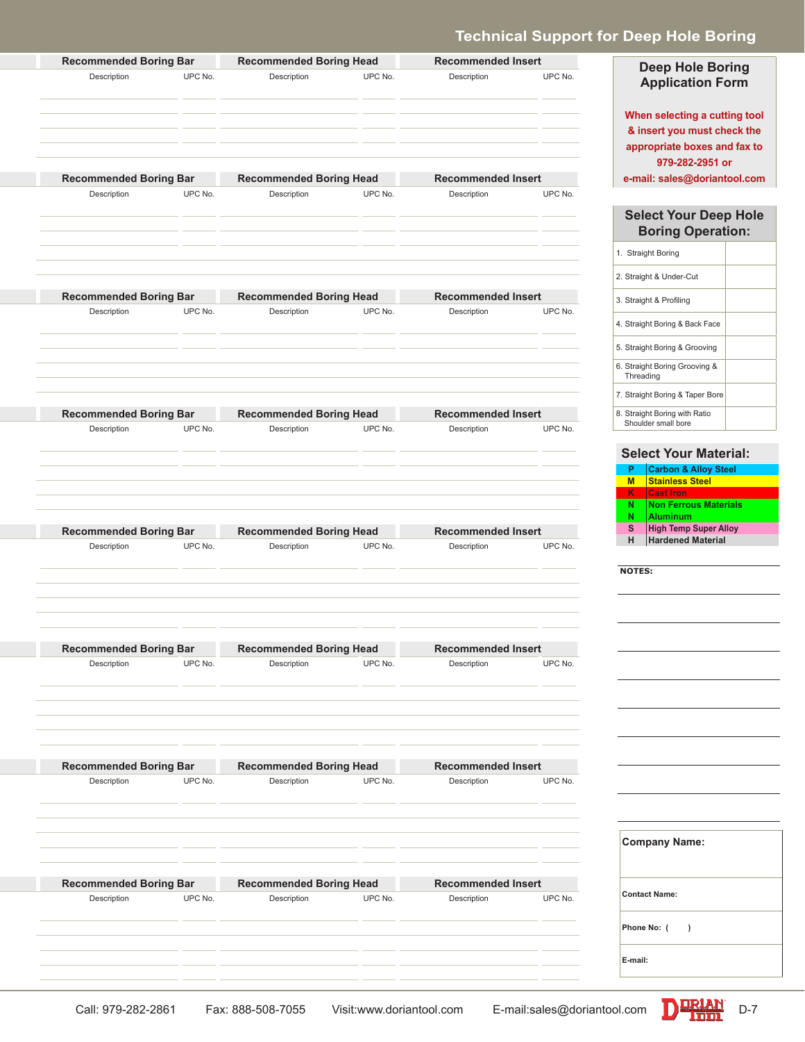# Technical Support for Deep Hole Boring

| Recommended Boring Bar | | Recommended Boring Head | | Recommended Insert | |
|---|---|---|---|---|---|
| Description | UPC No. | Description | UPC No. | Description | UPC No. |
| | | | | | |
| | | | | | |
| | | | | | |

| Recommended Boring Bar | | Recommended Boring Head | | Recommended Insert | |
|---|---|---|---|---|---|
| Description | UPC No. | Description | UPC No. | Description | UPC No. |
| | | | | | |
| | | | | | |
| | | | | | |

| Recommended Boring Bar | | Recommended Boring Head | | Recommended Insert | |
|---|---|---|---|---|---|
| Description | UPC No. | Description | UPC No. | Description | UPC No. |
| | | | | | |
| | | | | | |
| | | | | | |

| Recommended Boring Bar | | Recommended Boring Head | | Recommended Insert | |
|---|---|---|---|---|---|
| Description | UPC No. | Description | UPC No. | Description | UPC No. |
| | | | | | |
| | | | | | |
| | | | | | |

| Recommended Boring Bar | | Recommended Boring Head | | Recommended Insert | |
|---|---|---|---|---|---|
| Description | UPC No. | Description | UPC No. | Description | UPC No. |
| | | | | | |
| | | | | | |
| | | | | | |

| Recommended Boring Bar | | Recommended Boring Head | | Recommended Insert | |
|---|---|---|---|---|---|
| Description | UPC No. | Description | UPC No. | Description | UPC No. |
| | | | | | |
| | | | | | |
| | | | | | |

| Recommended Boring Bar | | Recommended Boring Head | | Recommended Insert | |
|---|---|---|---|---|---|
| Description | UPC No. | Description | UPC No. | Description | UPC No. |
| | | | | | |
| | | | | | |
| | | | | | |

| Recommended Boring Bar | | Recommended Boring Head | | Recommended Insert | |
|---|---|---|---|---|---|
| Description | UPC No. | Description | UPC No. | Description | UPC No. |
| | | | | | |
| | | | | | |
| | | | | | |

## Deep Hole Boring Application Form

**When selecting a cutting tool & insert you must check the appropriate boxes and fax to 979-282-2951 or e-mail: sales@doriantool.com**

## Select Your Deep Hole Boring Operation:

| Operation | |
|---|---|
| 1. Straight Boring | |
| 2. Straight & Under-Cut | |
| 3. Straight & Profiling | |
| 4. Straight Boring & Back Face | |
| 5. Straight Boring & Grooving | |
| 6. Straight Boring Grooving & Threading | |
| 7. Straight Boring & Taper Bore | |
| 8. Straight Boring with Ratio Shoulder small bore | |

## Select Your Material:

| | |
|---|---|
| P | Carbon & Alloy Steel |
| M | Stainless Steel |
| K | Cast Iron |
| N | Non Ferrous Materials |
| N | Aluminum |
| S | High Temp Super Alloy |
| H | Hardened Material |

**NOTES:**

**Company Name:**

**Contact Name:**

**Phone No:** ( )

**E-mail:**

Call: 979-282-2861 Fax: 888-508-7055 Visit:www.doriantool.com E-mail:sales@doriantool.com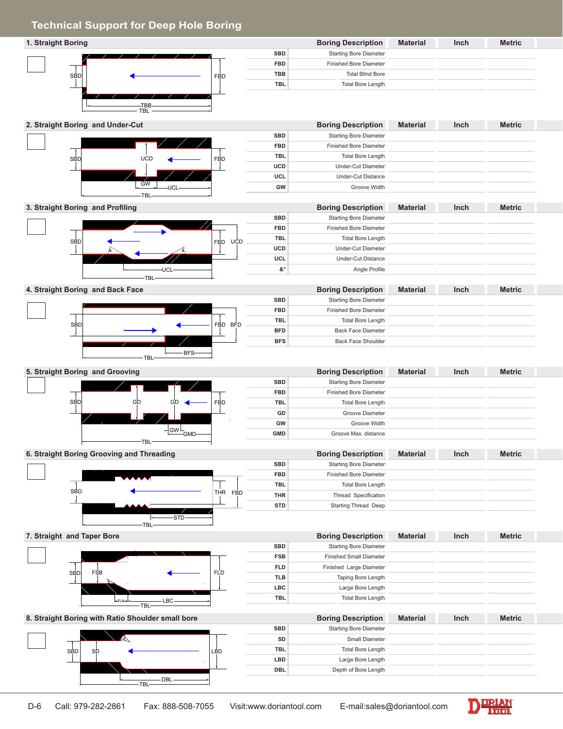# Technical Support for Deep Hole Boring

## 1. Straight Boring

SBD
FBD
TBB
TBL

| | Boring Description | Material | Inch | Metric |
|---|---|---|---|---|
| SBD | Starting Bore Diameter | | | |
| FBD | Finished Bore Diameter | | | |
| TBB | Total Blind Bore | | | |
| TBL | Total Bore Length | | | |

## 2. Straight Boring and Under-Cut

SBD
UCD
FBD
GW
UCL
TBL

| | Boring Description | Material | Inch | Metric |
|---|---|---|---|---|
| SBD | Starting Bore Diameter | | | |
| FBD | Finished Bore Diameter | | | |
| TBL | Total Bore Length | | | |
| UCD | Under-Cut Diameter | | | |
| UCL | Under-Cut Distance | | | |
| GW | Groove Width | | | |

## 3. Straight Boring and Profiling

SBD
&
FBD
UCD
UCL
TBL

| | Boring Description | Material | Inch | Metric |
|---|---|---|---|---|
| SBD | Starting Bore Diameter | | | |
| FBD | Finished Bore Diameter | | | |
| TBL | Total Bore Length | | | |
| UCD | Under-Cut Diameter | | | |
| UCL | Under-Cut Distance | | | |
| &° | Angle Profile | | | |

## 4. Straight Boring and Back Face

SBD
FBD
BFD
TBL
BFS

| | Boring Description | Material | Inch | Metric |
|---|---|---|---|---|
| SBD | Starting Bore Diameter | | | |
| FBD | Finished Bore Diameter | | | |
| TBL | Total Bore Length | | | |
| BFD | Back Face Diameter | | | |
| BFS | Back Face Shoulder | | | |

## 5. Straight Boring and Grooving

SBD
GD
GD
FBD
GW
GMD
TBL

| | Boring Description | Material | Inch | Metric |
|---|---|---|---|---|
| SBD | Starting Bore Diameter | | | |
| FBD | Finished Bore Diameter | | | |
| TBL | Total Bore Length | | | |
| GD | Groove Diameter | | | |
| GW | Groove Width | | | |
| GMD | Groove Max. distance | | | |

## 6. Straight Boring Grooving and Threading

SBD
THR
FBD
STD
TBL

| | Boring Description | Material | Inch | Metric |
|---|---|---|---|---|
| SBD | Starting Bore Diameter | | | |
| FBD | Finished Bore Diameter | | | |
| TBL | Total Bore Length | | | |
| THR | Thread Specification | | | |
| STD | Starting Thread Deep | | | |

## 7. Straight and Taper Bore

SBD
FSB
FLD
TLB
LBC
TBL

| | Boring Description | Material | Inch | Metric |
|---|---|---|---|---|
| SBD | Starting Bore Diameter | | | |
| FSB | Finished Small Diameter | | | |
| FLD | Finished Large Diameter | | | |
| TLB | Taping Bore Length | | | |
| LBC | Large Bore Length | | | |
| TBL | Total Bore Length | | | |

## 8. Straight Boring with Ratio Shoulder small bore

SBD
SD
LBD
DBL
TBL

| | Boring Description | Material | Inch | Metric |
|---|---|---|---|---|
| SBD | Starting Bore Diameter | | | |
| SD | Small Diameter | | | |
| TBL | Total Bore Length | | | |
| LBD | Large Bore Length | | | |
| DBL | Depth of Bore Length | | | |

Call: 979-282-2861 Fax: 888-508-7055 Visit:www.doriantool.com E-mail:sales@doriantool.com